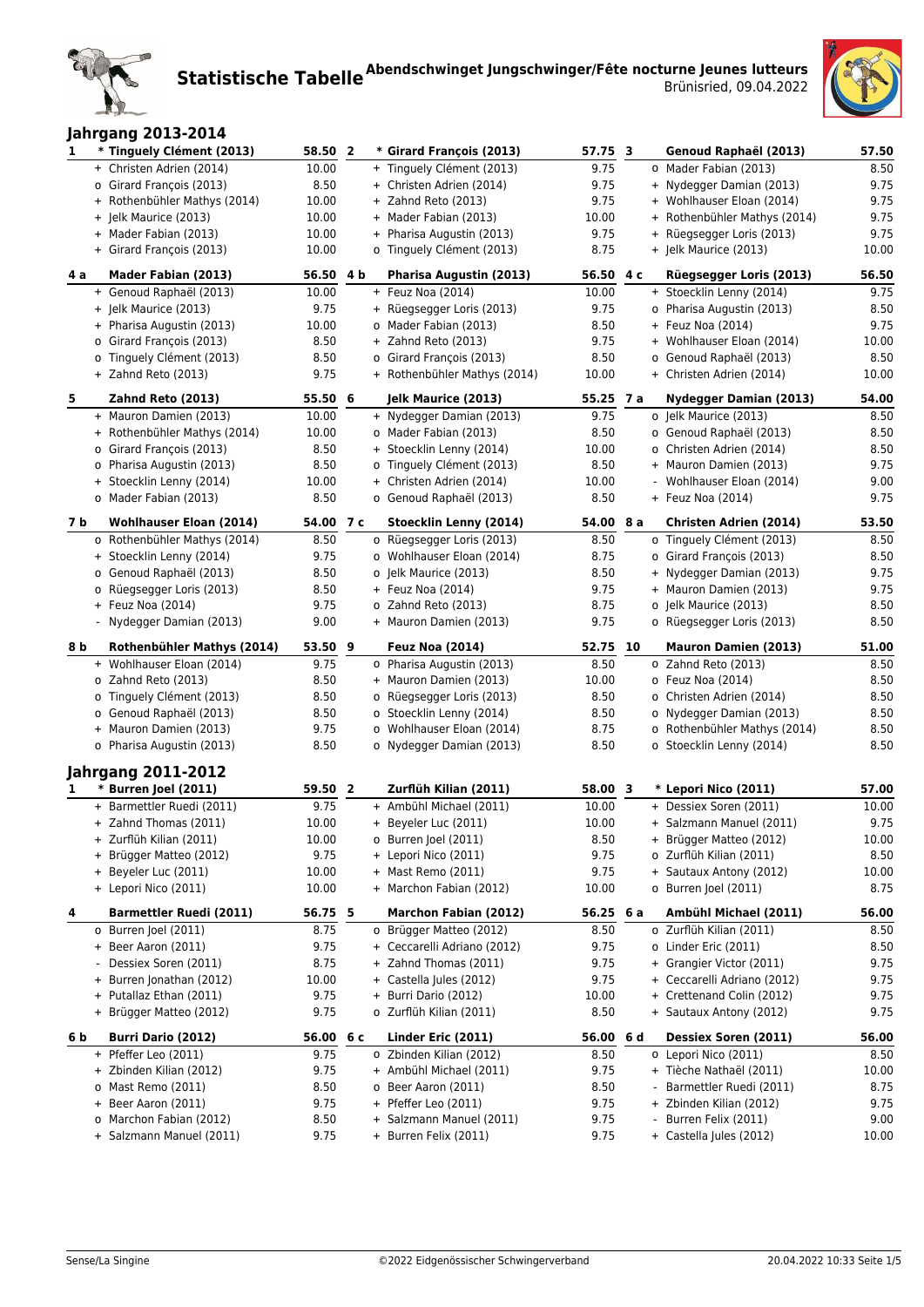# Statistische Tabelle

**Abendschwinget Jungschwinger/Fête nocturne Jeunes lutteurs**

Brünisried, 09.04.2022

## Jahrgang 2013-2014

| Rang | | Name | Punkte | Rang | | Name | Punkte | Rang | | Name | Punkte |
|---|---|---|---|---|---|---|---|---|---|---|---|
| 1 | * | **Tinguely Clément (2013)** | **58.50** | 2 | * | **Girard François (2013)** | **57.75** | 3 | | **Genoud Raphaël (2013)** | **57.50** |
| | + | Christen Adrien (2014) | 10.00 | | + | Tinguely Clément (2013) | 9.75 | | o | Mader Fabian (2013) | 8.50 |
| | o | Girard François (2013) | 8.50 | | + | Christen Adrien (2014) | 9.75 | | + | Nydegger Damian (2013) | 9.75 |
| | + | Rothenbühler Mathys (2014) | 10.00 | | + | Zahnd Reto (2013) | 9.75 | | + | Wohlhauser Eloan (2014) | 9.75 |
| | + | Jelk Maurice (2013) | 10.00 | | + | Mader Fabian (2013) | 10.00 | | + | Rothenbühler Mathys (2014) | 9.75 |
| | + | Mader Fabian (2013) | 10.00 | | + | Pharisa Augustin (2013) | 9.75 | | + | Rüegsegger Loris (2013) | 9.75 |
| | + | Girard François (2013) | 10.00 | | o | Tinguely Clément (2013) | 8.75 | | + | Jelk Maurice (2013) | 10.00 |
| 4 a | | **Mader Fabian (2013)** | **56.50** | 4 b | | **Pharisa Augustin (2013)** | **56.50** | 4 c | | **Rüegsegger Loris (2013)** | **56.50** |
| | + | Genoud Raphaël (2013) | 10.00 | | + | Feuz Noa (2014) | 10.00 | | + | Stoecklin Lenny (2014) | 9.75 |
| | + | Jelk Maurice (2013) | 9.75 | | + | Rüegsegger Loris (2013) | 9.75 | | o | Pharisa Augustin (2013) | 8.50 |
| | + | Pharisa Augustin (2013) | 10.00 | | o | Mader Fabian (2013) | 8.50 | | + | Feuz Noa (2014) | 9.75 |
| | o | Girard François (2013) | 8.50 | | + | Zahnd Reto (2013) | 9.75 | | + | Wohlhauser Eloan (2014) | 10.00 |
| | o | Tinguely Clément (2013) | 8.50 | | o | Girard François (2013) | 8.50 | | o | Genoud Raphaël (2013) | 8.50 |
| | + | Zahnd Reto (2013) | 9.75 | | + | Rothenbühler Mathys (2014) | 10.00 | | + | Christen Adrien (2014) | 10.00 |
| 5 | | **Zahnd Reto (2013)** | **55.50** | 6 | | **Jelk Maurice (2013)** | **55.25** | 7 a | | **Nydegger Damian (2013)** | **54.00** |
| | + | Mauron Damien (2013) | 10.00 | | + | Nydegger Damian (2013) | 9.75 | | o | Jelk Maurice (2013) | 8.50 |
| | + | Rothenbühler Mathys (2014) | 10.00 | | o | Mader Fabian (2013) | 8.50 | | o | Genoud Raphaël (2013) | 8.50 |
| | o | Girard François (2013) | 8.50 | | + | Stoecklin Lenny (2014) | 10.00 | | o | Christen Adrien (2014) | 8.50 |
| | o | Pharisa Augustin (2013) | 8.50 | | o | Tinguely Clément (2013) | 8.50 | | + | Mauron Damien (2013) | 9.75 |
| | + | Stoecklin Lenny (2014) | 10.00 | | + | Christen Adrien (2014) | 10.00 | | - | Wohlhauser Eloan (2014) | 9.00 |
| | o | Mader Fabian (2013) | 8.50 | | o | Genoud Raphaël (2013) | 8.50 | | + | Feuz Noa (2014) | 9.75 |
| 7 b | | **Wohlhauser Eloan (2014)** | **54.00** | 7 c | | **Stoecklin Lenny (2014)** | **54.00** | 8 a | | **Christen Adrien (2014)** | **53.50** |
| | o | Rothenbühler Mathys (2014) | 8.50 | | o | Rüegsegger Loris (2013) | 8.50 | | o | Tinguely Clément (2013) | 8.50 |
| | + | Stoecklin Lenny (2014) | 9.75 | | o | Wohlhauser Eloan (2014) | 8.75 | | o | Girard François (2013) | 8.50 |
| | o | Genoud Raphaël (2013) | 8.50 | | o | Jelk Maurice (2013) | 8.50 | | + | Nydegger Damian (2013) | 9.75 |
| | o | Rüegsegger Loris (2013) | 8.50 | | + | Feuz Noa (2014) | 9.75 | | + | Mauron Damien (2013) | 9.75 |
| | + | Feuz Noa (2014) | 9.75 | | o | Zahnd Reto (2013) | 8.75 | | o | Jelk Maurice (2013) | 8.50 |
| | - | Nydegger Damian (2013) | 9.00 | | + | Mauron Damien (2013) | 9.75 | | o | Rüegsegger Loris (2013) | 8.50 |
| 8 b | | **Rothenbühler Mathys (2014)** | **53.50** | 9 | | **Feuz Noa (2014)** | **52.75** | 10 | | **Mauron Damien (2013)** | **51.00** |
| | + | Wohlhauser Eloan (2014) | 9.75 | | o | Pharisa Augustin (2013) | 8.50 | | o | Zahnd Reto (2013) | 8.50 |
| | o | Zahnd Reto (2013) | 8.50 | | + | Mauron Damien (2013) | 10.00 | | o | Feuz Noa (2014) | 8.50 |
| | o | Tinguely Clément (2013) | 8.50 | | o | Rüegsegger Loris (2013) | 8.50 | | o | Christen Adrien (2014) | 8.50 |
| | o | Genoud Raphaël (2013) | 8.50 | | o | Stoecklin Lenny (2014) | 8.50 | | o | Nydegger Damian (2013) | 8.50 |
| | + | Mauron Damien (2013) | 9.75 | | o | Wohlhauser Eloan (2014) | 8.75 | | o | Rothenbühler Mathys (2014) | 8.50 |
| | o | Pharisa Augustin (2013) | 8.50 | | o | Nydegger Damian (2013) | 8.50 | | o | Stoecklin Lenny (2014) | 8.50 |

## Jahrgang 2011-2012

| Rang | | Name | Punkte | Rang | | Name | Punkte | Rang | | Name | Punkte |
|---|---|---|---|---|---|---|---|---|---|---|---|
| 1 | * | **Burren Joel (2011)** | **59.50** | 2 | | **Zurflüh Kilian (2011)** | **58.00** | 3 | * | **Lepori Nico (2011)** | **57.00** |
| | + | Barmettler Ruedi (2011) | 9.75 | | + | Ambühl Michael (2011) | 10.00 | | + | Dessiex Soren (2011) | 10.00 |
| | + | Zahnd Thomas (2011) | 10.00 | | + | Beyeler Luc (2011) | 10.00 | | + | Salzmann Manuel (2011) | 9.75 |
| | + | Zurflüh Kilian (2011) | 10.00 | | o | Burren Joel (2011) | 8.50 | | + | Brügger Matteo (2012) | 10.00 |
| | + | Brügger Matteo (2012) | 9.75 | | + | Lepori Nico (2011) | 9.75 | | o | Zurflüh Kilian (2011) | 8.50 |
| | + | Beyeler Luc (2011) | 10.00 | | + | Mast Remo (2011) | 9.75 | | + | Sautaux Antony (2012) | 10.00 |
| | + | Lepori Nico (2011) | 10.00 | | + | Marchon Fabian (2012) | 10.00 | | o | Burren Joel (2011) | 8.75 |
| 4 | | **Barmettler Ruedi (2011)** | **56.75** | 5 | | **Marchon Fabian (2012)** | **56.25** | 6 a | | **Ambühl Michael (2011)** | **56.00** |
| | o | Burren Joel (2011) | 8.75 | | o | Brügger Matteo (2012) | 8.50 | | o | Zurflüh Kilian (2011) | 8.50 |
| | + | Beer Aaron (2011) | 9.75 | | + | Ceccarelli Adriano (2012) | 9.75 | | o | Linder Eric (2011) | 8.50 |
| | - | Dessiex Soren (2011) | 8.75 | | + | Zahnd Thomas (2011) | 9.75 | | + | Grangier Victor (2011) | 9.75 |
| | + | Burren Jonathan (2012) | 10.00 | | + | Castella Jules (2012) | 9.75 | | + | Ceccarelli Adriano (2012) | 9.75 |
| | + | Putallaz Ethan (2011) | 9.75 | | + | Burri Dario (2012) | 10.00 | | + | Crettenand Colin (2012) | 9.75 |
| | + | Brügger Matteo (2012) | 9.75 | | o | Zurflüh Kilian (2011) | 8.50 | | + | Sautaux Antony (2012) | 9.75 |
| 6 b | | **Burri Dario (2012)** | **56.00** | 6 c | | **Linder Eric (2011)** | **56.00** | 6 d | | **Dessiex Soren (2011)** | **56.00** |
| | + | Pfeffer Leo (2011) | 9.75 | | o | Zbinden Kilian (2012) | 8.50 | | o | Lepori Nico (2011) | 8.50 |
| | + | Zbinden Kilian (2012) | 9.75 | | + | Ambühl Michael (2011) | 9.75 | | + | Tièche Nathaël (2011) | 10.00 |
| | o | Mast Remo (2011) | 8.50 | | o | Beer Aaron (2011) | 8.50 | | - | Barmettler Ruedi (2011) | 8.75 |
| | + | Beer Aaron (2011) | 9.75 | | + | Pfeffer Leo (2011) | 9.75 | | + | Zbinden Kilian (2012) | 9.75 |
| | o | Marchon Fabian (2012) | 8.50 | | + | Salzmann Manuel (2011) | 9.75 | | - | Burren Felix (2011) | 9.00 |
| | + | Salzmann Manuel (2011) | 9.75 | | + | Burren Felix (2011) | 9.75 | | + | Castella Jules (2012) | 10.00 |

Sense/La Singine — ©2022 Eidgenössischer Schwingerverband — 20.04.2022 10:33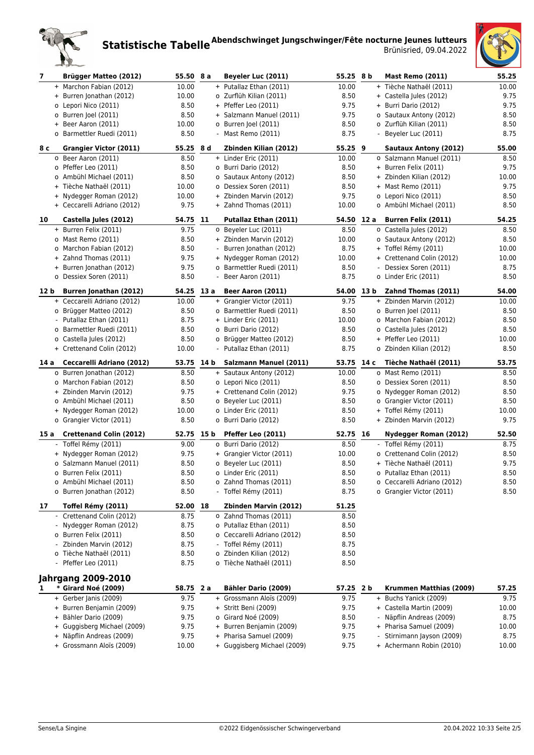# Statistische Tabelle

**Abendschwinget Jungschwinger/Fête nocturne Jeunes lutteurs**

Brünisried, 09.04.2022

| Rang | Name | Punkte | Rang | Name | Punkte | Rang | Name | Punkte |
|---|---|---|---|---|---|---|---|---|
| 7 | **Brügger Matteo (2012)** | **55.50** | 8 a | **Beyeler Luc (2011)** | **55.25** | 8 b | **Mast Remo (2011)** | **55.25** |
| | + Marchon Fabian (2012) | 10.00 | | + Putallaz Ethan (2011) | 10.00 | | + Tièche Nathaël (2011) | 10.00 |
| | + Burren Jonathan (2012) | 10.00 | | o Zurflüh Kilian (2011) | 8.50 | | + Castella Jules (2012) | 9.75 |
| | o Lepori Nico (2011) | 8.50 | | + Pfeffer Leo (2011) | 9.75 | | + Burri Dario (2012) | 9.75 |
| | o Burren Joel (2011) | 8.50 | | + Salzmann Manuel (2011) | 9.75 | | o Sautaux Antony (2012) | 8.50 |
| | + Beer Aaron (2011) | 10.00 | | o Burren Joel (2011) | 8.50 | | o Zurflüh Kilian (2011) | 8.50 |
| | o Barmettler Ruedi (2011) | 8.50 | | - Mast Remo (2011) | 8.75 | | - Beyeler Luc (2011) | 8.75 |
| 8 c | **Grangier Victor (2011)** | **55.25** | 8 d | **Zbinden Kilian (2012)** | **55.25** | 9 | **Sautaux Antony (2012)** | **55.00** |
| | o Beer Aaron (2011) | 8.50 | | + Linder Eric (2011) | 10.00 | | o Salzmann Manuel (2011) | 8.50 |
| | o Pfeffer Leo (2011) | 8.50 | | o Burri Dario (2012) | 8.50 | | + Burren Felix (2011) | 9.75 |
| | o Ambühl Michael (2011) | 8.50 | | o Sautaux Antony (2012) | 8.50 | | + Zbinden Kilian (2012) | 10.00 |
| | + Tièche Nathaël (2011) | 10.00 | | o Dessiex Soren (2011) | 8.50 | | + Mast Remo (2011) | 9.75 |
| | + Nydegger Roman (2012) | 10.00 | | + Zbinden Marvin (2012) | 9.75 | | o Lepori Nico (2011) | 8.50 |
| | + Ceccarelli Adriano (2012) | 9.75 | | + Zahnd Thomas (2011) | 10.00 | | o Ambühl Michael (2011) | 8.50 |
| 10 | **Castella Jules (2012)** | **54.75** | 11 | **Putallaz Ethan (2011)** | **54.50** | 12 a | **Burren Felix (2011)** | **54.25** |
| | + Burren Felix (2011) | 9.75 | | o Beyeler Luc (2011) | 8.50 | | o Castella Jules (2012) | 8.50 |
| | o Mast Remo (2011) | 8.50 | | + Zbinden Marvin (2012) | 10.00 | | o Sautaux Antony (2012) | 8.50 |
| | o Marchon Fabian (2012) | 8.50 | | - Burren Jonathan (2012) | 8.75 | | + Toffel Rémy (2011) | 10.00 |
| | + Zahnd Thomas (2011) | 9.75 | | + Nydegger Roman (2012) | 10.00 | | + Crettenand Colin (2012) | 10.00 |
| | + Burren Jonathan (2012) | 9.75 | | o Barmettler Ruedi (2011) | 8.50 | | - Dessiex Soren (2011) | 8.75 |
| | o Dessiex Soren (2011) | 8.50 | | - Beer Aaron (2011) | 8.75 | | o Linder Eric (2011) | 8.50 |
| 12 b | **Burren Jonathan (2012)** | **54.25** | 13 a | **Beer Aaron (2011)** | **54.00** | 13 b | **Zahnd Thomas (2011)** | **54.00** |
| | + Ceccarelli Adriano (2012) | 10.00 | | + Grangier Victor (2011) | 9.75 | | + Zbinden Marvin (2012) | 10.00 |
| | o Brügger Matteo (2012) | 8.50 | | o Barmettler Ruedi (2011) | 8.50 | | o Burren Joel (2011) | 8.50 |
| | - Putallaz Ethan (2011) | 8.75 | | + Linder Eric (2011) | 10.00 | | o Marchon Fabian (2012) | 8.50 |
| | o Barmettler Ruedi (2011) | 8.50 | | o Burri Dario (2012) | 8.50 | | o Castella Jules (2012) | 8.50 |
| | o Castella Jules (2012) | 8.50 | | o Brügger Matteo (2012) | 8.50 | | + Pfeffer Leo (2011) | 10.00 |
| | + Crettenand Colin (2012) | 10.00 | | - Putallaz Ethan (2011) | 8.75 | | o Zbinden Kilian (2012) | 8.50 |
| 14 a | **Ceccarelli Adriano (2012)** | **53.75** | 14 b | **Salzmann Manuel (2011)** | **53.75** | 14 c | **Tièche Nathaël (2011)** | **53.75** |
| | o Burren Jonathan (2012) | 8.50 | | + Sautaux Antony (2012) | 10.00 | | o Mast Remo (2011) | 8.50 |
| | o Marchon Fabian (2012) | 8.50 | | o Lepori Nico (2011) | 8.50 | | o Dessiex Soren (2011) | 8.50 |
| | + Zbinden Marvin (2012) | 9.75 | | + Crettenand Colin (2012) | 9.75 | | o Nydegger Roman (2012) | 8.50 |
| | o Ambühl Michael (2011) | 8.50 | | o Beyeler Luc (2011) | 8.50 | | o Grangier Victor (2011) | 8.50 |
| | + Nydegger Roman (2012) | 10.00 | | o Linder Eric (2011) | 8.50 | | + Toffel Rémy (2011) | 10.00 |
| | o Grangier Victor (2011) | 8.50 | | o Burri Dario (2012) | 8.50 | | + Zbinden Marvin (2012) | 9.75 |
| 15 a | **Crettenand Colin (2012)** | **52.75** | 15 b | **Pfeffer Leo (2011)** | **52.75** | 16 | **Nydegger Roman (2012)** | **52.50** |
| | - Toffel Rémy (2011) | 9.00 | | o Burri Dario (2012) | 8.50 | | - Toffel Rémy (2011) | 8.75 |
| | + Nydegger Roman (2012) | 9.75 | | + Grangier Victor (2011) | 10.00 | | o Crettenand Colin (2012) | 8.50 |
| | o Salzmann Manuel (2011) | 8.50 | | o Beyeler Luc (2011) | 8.50 | | + Tièche Nathaël (2011) | 9.75 |
| | o Burren Felix (2011) | 8.50 | | o Linder Eric (2011) | 8.50 | | o Putallaz Ethan (2011) | 8.50 |
| | o Ambühl Michael (2011) | 8.50 | | o Zahnd Thomas (2011) | 8.50 | | o Ceccarelli Adriano (2012) | 8.50 |
| | o Burren Jonathan (2012) | 8.50 | | - Toffel Rémy (2011) | 8.75 | | o Grangier Victor (2011) | 8.50 |
| 17 | **Toffel Rémy (2011)** | **52.00** | 18 | **Zbinden Marvin (2012)** | **51.25** | | | |
| | - Crettenand Colin (2012) | 8.75 | | o Zahnd Thomas (2011) | 8.50 | | | |
| | - Nydegger Roman (2012) | 8.75 | | o Putallaz Ethan (2011) | 8.50 | | | |
| | o Burren Felix (2011) | 8.50 | | o Ceccarelli Adriano (2012) | 8.50 | | | |
| | - Zbinden Marvin (2012) | 8.75 | | - Toffel Rémy (2011) | 8.75 | | | |
| | o Tièche Nathaël (2011) | 8.50 | | o Zbinden Kilian (2012) | 8.50 | | | |
| | - Pfeffer Leo (2011) | 8.75 | | o Tièche Nathaël (2011) | 8.50 | | | |

## Jahrgang 2009-2010

| Rang | Name | Punkte | Rang | Name | Punkte | Rang | Name | Punkte |
|---|---|---|---|---|---|---|---|---|
| 1 | **\* Girard Noé (2009)** | **58.75** | 2 a | **Bähler Dario (2009)** | **57.25** | 2 b | **Krummen Matthias (2009)** | **57.25** |
| | + Gerber Janis (2009) | 9.75 | | + Grossmann Aloïs (2009) | 9.75 | | + Buchs Yanick (2009) | 9.75 |
| | + Burren Benjamin (2009) | 9.75 | | + Stritt Beni (2009) | 9.75 | | + Castella Martin (2009) | 10.00 |
| | + Bähler Dario (2009) | 9.75 | | o Girard Noé (2009) | 8.50 | | - Näpflin Andreas (2009) | 8.75 |
| | + Guggisberg Michael (2009) | 9.75 | | + Burren Benjamin (2009) | 9.75 | | + Pharisa Samuel (2009) | 10.00 |
| | + Näpflin Andreas (2009) | 9.75 | | + Pharisa Samuel (2009) | 9.75 | | - Stirnimann Jayson (2009) | 8.75 |
| | + Grossmann Aloïs (2009) | 10.00 | | + Guggisberg Michael (2009) | 9.75 | | + Achermann Robin (2010) | 10.00 |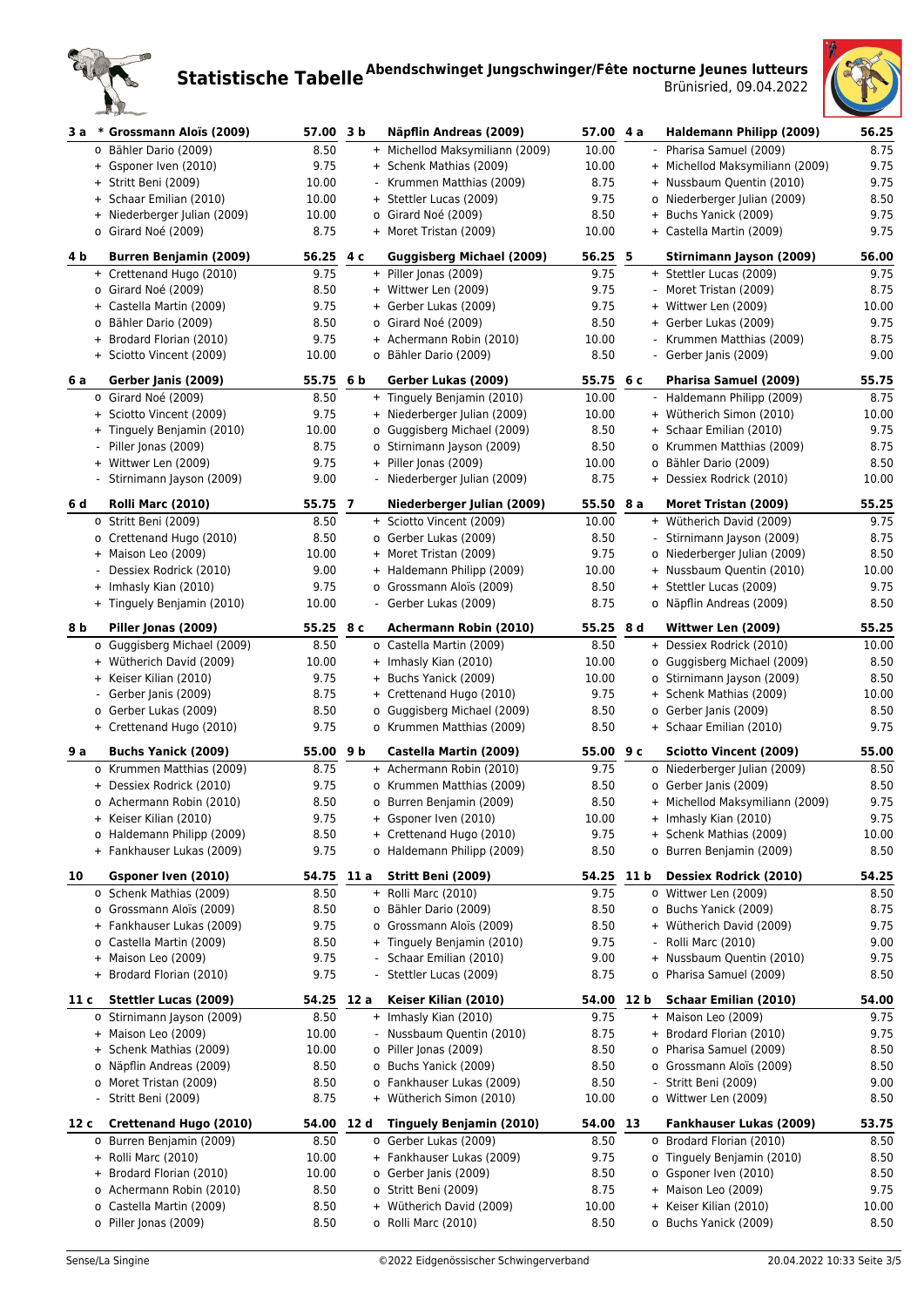# Statistische Tabelle

**Abendschwinget Jungschwinger/Fête nocturne Jeunes lutteurs**

Brünisried, 09.04.2022

| Rang | | Name | Punkte | Rang | | Name | Punkte | Rang | | Name | Punkte |
|---|---|---|---|---|---|---|---|---|---|---|---|
| 3 a | * | **Grossmann Aloïs (2009)** | **57.00** | 3 b | | **Näpflin Andreas (2009)** | **57.00** | 4 a | | **Haldemann Philipp (2009)** | **56.25** |
| | o | Bähler Dario (2009) | 8.50 | | + | Michellod Maksymiliann (2009) | 10.00 | | - | Pharisa Samuel (2009) | 8.75 |
| | + | Gsponer Iven (2010) | 9.75 | | + | Schenk Mathias (2009) | 10.00 | | + | Michellod Maksymiliann (2009) | 9.75 |
| | + | Stritt Beni (2009) | 10.00 | | - | Krummen Matthias (2009) | 8.75 | | + | Nussbaum Quentin (2010) | 9.75 |
| | + | Schaar Emilian (2010) | 10.00 | | + | Stettler Lucas (2009) | 9.75 | | o | Niederberger Julian (2009) | 8.50 |
| | + | Niederberger Julian (2009) | 10.00 | | o | Girard Noé (2009) | 8.50 | | + | Buchs Yanick (2009) | 9.75 |
| | o | Girard Noé (2009) | 8.75 | | + | Moret Tristan (2009) | 10.00 | | + | Castella Martin (2009) | 9.75 |
| 4 b | | **Burren Benjamin (2009)** | **56.25** | 4 c | | **Guggisberg Michael (2009)** | **56.25** | 5 | | **Stirnimann Jayson (2009)** | **56.00** |
| | + | Crettenand Hugo (2010) | 9.75 | | + | Piller Jonas (2009) | 9.75 | | + | Stettler Lucas (2009) | 9.75 |
| | o | Girard Noé (2009) | 8.50 | | + | Wittwer Len (2009) | 9.75 | | - | Moret Tristan (2009) | 8.75 |
| | + | Castella Martin (2009) | 9.75 | | + | Gerber Lukas (2009) | 9.75 | | + | Wittwer Len (2009) | 10.00 |
| | o | Bähler Dario (2009) | 8.50 | | o | Girard Noé (2009) | 8.50 | | + | Gerber Lukas (2009) | 9.75 |
| | + | Brodard Florian (2010) | 9.75 | | + | Achermann Robin (2010) | 10.00 | | - | Krummen Matthias (2009) | 8.75 |
| | + | Sciotto Vincent (2009) | 10.00 | | o | Bähler Dario (2009) | 8.50 | | - | Gerber Janis (2009) | 9.00 |
| 6 a | | **Gerber Janis (2009)** | **55.75** | 6 b | | **Gerber Lukas (2009)** | **55.75** | 6 c | | **Pharisa Samuel (2009)** | **55.75** |
| | o | Girard Noé (2009) | 8.50 | | + | Tinguely Benjamin (2010) | 10.00 | | - | Haldemann Philipp (2009) | 8.75 |
| | + | Sciotto Vincent (2009) | 9.75 | | + | Niederberger Julian (2009) | 10.00 | | + | Wütherich Simon (2010) | 10.00 |
| | + | Tinguely Benjamin (2010) | 10.00 | | o | Guggisberg Michael (2009) | 8.50 | | + | Schaar Emilian (2010) | 9.75 |
| | - | Piller Jonas (2009) | 8.75 | | o | Stirnimann Jayson (2009) | 8.50 | | o | Krummen Matthias (2009) | 8.75 |
| | + | Wittwer Len (2009) | 9.75 | | + | Piller Jonas (2009) | 10.00 | | o | Bähler Dario (2009) | 8.50 |
| | - | Stirnimann Jayson (2009) | 9.00 | | - | Niederberger Julian (2009) | 8.75 | | + | Dessiex Rodrick (2010) | 10.00 |
| 6 d | | **Rolli Marc (2010)** | **55.75** | 7 | | **Niederberger Julian (2009)** | **55.50** | 8 a | | **Moret Tristan (2009)** | **55.25** |
| | o | Stritt Beni (2009) | 8.50 | | + | Sciotto Vincent (2009) | 10.00 | | + | Wütherich David (2009) | 9.75 |
| | o | Crettenand Hugo (2010) | 8.50 | | o | Gerber Lukas (2009) | 8.50 | | - | Stirnimann Jayson (2009) | 8.75 |
| | + | Maison Leo (2009) | 10.00 | | + | Moret Tristan (2009) | 9.75 | | o | Niederberger Julian (2009) | 8.50 |
| | - | Dessiex Rodrick (2010) | 9.00 | | + | Haldemann Philipp (2009) | 10.00 | | + | Nussbaum Quentin (2010) | 10.00 |
| | + | Imhasly Kian (2010) | 9.75 | | o | Grossmann Aloïs (2009) | 8.50 | | + | Stettler Lucas (2009) | 9.75 |
| | + | Tinguely Benjamin (2010) | 10.00 | | - | Gerber Lukas (2009) | 8.75 | | o | Näpflin Andreas (2009) | 8.50 |
| 8 b | | **Piller Jonas (2009)** | **55.25** | 8 c | | **Achermann Robin (2010)** | **55.25** | 8 d | | **Wittwer Len (2009)** | **55.25** |
| | o | Guggisberg Michael (2009) | 8.50 | | o | Castella Martin (2009) | 8.50 | | + | Dessiex Rodrick (2010) | 10.00 |
| | + | Wütherich David (2009) | 10.00 | | + | Imhasly Kian (2010) | 10.00 | | o | Guggisberg Michael (2009) | 8.50 |
| | + | Keiser Kilian (2010) | 9.75 | | + | Buchs Yanick (2009) | 10.00 | | o | Stirnimann Jayson (2009) | 8.50 |
| | - | Gerber Janis (2009) | 8.75 | | + | Crettenand Hugo (2010) | 9.75 | | + | Schenk Mathias (2009) | 10.00 |
| | o | Gerber Lukas (2009) | 8.50 | | o | Guggisberg Michael (2009) | 8.50 | | o | Gerber Janis (2009) | 8.50 |
| | + | Crettenand Hugo (2010) | 9.75 | | o | Krummen Matthias (2009) | 8.50 | | + | Schaar Emilian (2010) | 9.75 |
| 9 a | | **Buchs Yanick (2009)** | **55.00** | 9 b | | **Castella Martin (2009)** | **55.00** | 9 c | | **Sciotto Vincent (2009)** | **55.00** |
| | o | Krummen Matthias (2009) | 8.75 | | + | Achermann Robin (2010) | 9.75 | | o | Niederberger Julian (2009) | 8.50 |
| | + | Dessiex Rodrick (2010) | 9.75 | | o | Krummen Matthias (2009) | 8.50 | | o | Gerber Janis (2009) | 8.50 |
| | o | Achermann Robin (2010) | 8.50 | | o | Burren Benjamin (2009) | 8.50 | | + | Michellod Maksymiliann (2009) | 9.75 |
| | + | Keiser Kilian (2010) | 9.75 | | + | Gsponer Iven (2010) | 10.00 | | + | Imhasly Kian (2010) | 9.75 |
| | o | Haldemann Philipp (2009) | 8.50 | | + | Crettenand Hugo (2010) | 9.75 | | + | Schenk Mathias (2009) | 10.00 |
| | + | Fankhauser Lukas (2009) | 9.75 | | o | Haldemann Philipp (2009) | 8.50 | | o | Burren Benjamin (2009) | 8.50 |
| 10 | | **Gsponer Iven (2010)** | **54.75** | 11 a | | **Stritt Beni (2009)** | **54.25** | 11 b | | **Dessiex Rodrick (2010)** | **54.25** |
| | o | Schenk Mathias (2009) | 8.50 | | + | Rolli Marc (2010) | 9.75 | | o | Wittwer Len (2009) | 8.50 |
| | o | Grossmann Aloïs (2009) | 8.50 | | o | Bähler Dario (2009) | 8.50 | | o | Buchs Yanick (2009) | 8.75 |
| | + | Fankhauser Lukas (2009) | 9.75 | | o | Grossmann Aloïs (2009) | 8.50 | | + | Wütherich David (2009) | 9.75 |
| | o | Castella Martin (2009) | 8.50 | | + | Tinguely Benjamin (2010) | 9.75 | | - | Rolli Marc (2010) | 9.00 |
| | + | Maison Leo (2009) | 9.75 | | - | Schaar Emilian (2010) | 9.00 | | + | Nussbaum Quentin (2010) | 9.75 |
| | + | Brodard Florian (2010) | 9.75 | | - | Stettler Lucas (2009) | 8.75 | | o | Pharisa Samuel (2009) | 8.50 |
| 11 c | | **Stettler Lucas (2009)** | **54.25** | 12 a | | **Keiser Kilian (2010)** | **54.00** | 12 b | | **Schaar Emilian (2010)** | **54.00** |
| | o | Stirnimann Jayson (2009) | 8.50 | | + | Imhasly Kian (2010) | 9.75 | | + | Maison Leo (2009) | 9.75 |
| | + | Maison Leo (2009) | 10.00 | | - | Nussbaum Quentin (2010) | 8.75 | | + | Brodard Florian (2010) | 9.75 |
| | + | Schenk Mathias (2009) | 10.00 | | o | Piller Jonas (2009) | 8.50 | | o | Pharisa Samuel (2009) | 8.50 |
| | o | Näpflin Andreas (2009) | 8.50 | | o | Buchs Yanick (2009) | 8.50 | | o | Grossmann Aloïs (2009) | 8.50 |
| | o | Moret Tristan (2009) | 8.50 | | o | Fankhauser Lukas (2009) | 8.50 | | - | Stritt Beni (2009) | 9.00 |
| | - | Stritt Beni (2009) | 8.75 | | + | Wütherich Simon (2010) | 10.00 | | o | Wittwer Len (2009) | 8.50 |
| 12 c | | **Crettenand Hugo (2010)** | **54.00** | 12 d | | **Tinguely Benjamin (2010)** | **54.00** | 13 | | **Fankhauser Lukas (2009)** | **53.75** |
| | o | Burren Benjamin (2009) | 8.50 | | o | Gerber Lukas (2009) | 8.50 | | o | Brodard Florian (2010) | 8.50 |
| | + | Rolli Marc (2010) | 10.00 | | + | Fankhauser Lukas (2009) | 9.75 | | o | Tinguely Benjamin (2010) | 8.50 |
| | + | Brodard Florian (2010) | 10.00 | | o | Gerber Janis (2009) | 8.50 | | o | Gsponer Iven (2010) | 8.50 |
| | o | Achermann Robin (2010) | 8.50 | | o | Stritt Beni (2009) | 8.75 | | + | Maison Leo (2009) | 9.75 |
| | o | Castella Martin (2009) | 8.50 | | + | Wütherich David (2009) | 10.00 | | + | Keiser Kilian (2010) | 10.00 |
| | o | Piller Jonas (2009) | 8.50 | | o | Rolli Marc (2010) | 8.50 | | o | Buchs Yanick (2009) | 8.50 |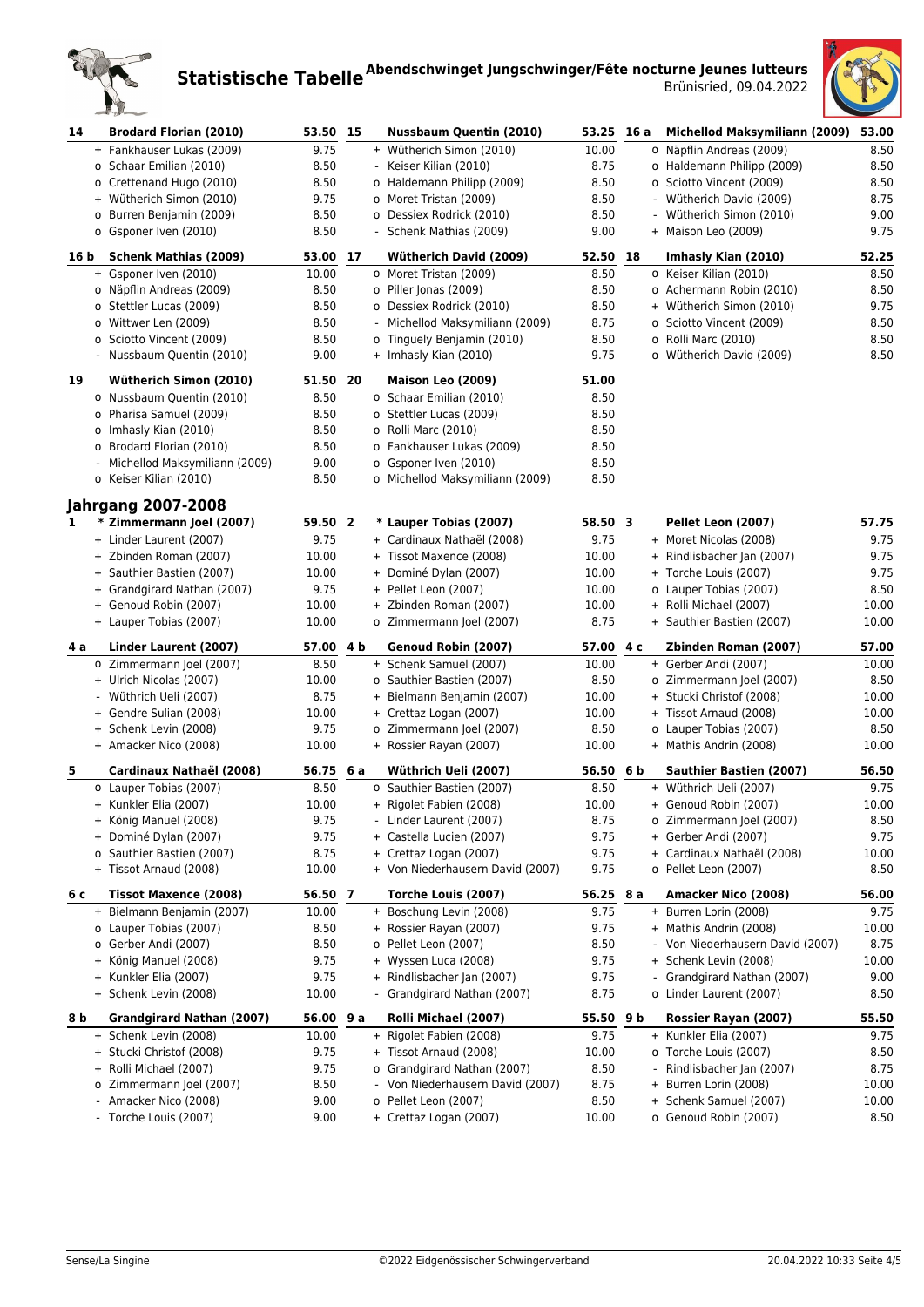# Statistische Tabelle

**Abendschwinget Jungschwinger/Fête nocturne Jeunes lutteurs**
Brünisried, 09.04.2022

| Rang | | Name | Punkte |
|---|---|---|---|
| **14** | | **Brodard Florian (2010)** | **53.50** |
| | + | Fankhauser Lukas (2009) | 9.75 |
| | o | Schaar Emilian (2010) | 8.50 |
| | o | Crettenand Hugo (2010) | 8.50 |
| | + | Wütherich Simon (2010) | 9.75 |
| | o | Burren Benjamin (2009) | 8.50 |
| | o | Gsponer Iven (2010) | 8.50 |
| **15** | | **Nussbaum Quentin (2010)** | **53.25** |
| | + | Wütherich Simon (2010) | 10.00 |
| | - | Keiser Kilian (2010) | 8.75 |
| | o | Haldemann Philipp (2009) | 8.50 |
| | o | Moret Tristan (2009) | 8.50 |
| | o | Dessiex Rodrick (2010) | 8.50 |
| | - | Schenk Mathias (2009) | 9.00 |
| **16 a** | | **Michellod Maksymiliann (2009)** | **53.00** |
| | o | Näpflin Andreas (2009) | 8.50 |
| | o | Haldemann Philipp (2009) | 8.50 |
| | o | Sciotto Vincent (2009) | 8.50 |
| | - | Wütherich David (2009) | 8.75 |
| | - | Wütherich Simon (2010) | 9.00 |
| | + | Maison Leo (2009) | 9.75 |
| **16 b** | | **Schenk Mathias (2009)** | **53.00** |
| | + | Gsponer Iven (2010) | 10.00 |
| | o | Näpflin Andreas (2009) | 8.50 |
| | o | Stettler Lucas (2009) | 8.50 |
| | o | Wittwer Len (2009) | 8.50 |
| | o | Sciotto Vincent (2009) | 8.50 |
| | - | Nussbaum Quentin (2010) | 9.00 |
| **17** | | **Wütherich David (2009)** | **52.50** |
| | o | Moret Tristan (2009) | 8.50 |
| | o | Piller Jonas (2009) | 8.50 |
| | o | Dessiex Rodrick (2010) | 8.50 |
| | - | Michellod Maksymiliann (2009) | 8.75 |
| | o | Tinguely Benjamin (2010) | 8.50 |
| | + | Imhasly Kian (2010) | 9.75 |
| **18** | | **Imhasly Kian (2010)** | **52.25** |
| | o | Keiser Kilian (2010) | 8.50 |
| | o | Achermann Robin (2010) | 8.50 |
| | + | Wütherich Simon (2010) | 9.75 |
| | o | Sciotto Vincent (2009) | 8.50 |
| | o | Rolli Marc (2010) | 8.50 |
| | o | Wütherich David (2009) | 8.50 |
| **19** | | **Wütherich Simon (2010)** | **51.50** |
| | o | Nussbaum Quentin (2010) | 8.50 |
| | o | Pharisa Samuel (2009) | 8.50 |
| | o | Imhasly Kian (2010) | 8.50 |
| | o | Brodard Florian (2010) | 8.50 |
| | - | Michellod Maksymiliann (2009) | 9.00 |
| | o | Keiser Kilian (2010) | 8.50 |
| **20** | | **Maison Leo (2009)** | **51.00** |
| | o | Schaar Emilian (2010) | 8.50 |
| | o | Stettler Lucas (2009) | 8.50 |
| | o | Rolli Marc (2010) | 8.50 |
| | o | Fankhauser Lukas (2009) | 8.50 |
| | o | Gsponer Iven (2010) | 8.50 |
| | o | Michellod Maksymiliann (2009) | 8.50 |

## Jahrgang 2007-2008

| Rang | | Name | Punkte |
|---|---|---|---|
| **1** | | *** Zimmermann Joel (2007)** | **59.50** |
| | + | Linder Laurent (2007) | 9.75 |
| | + | Zbinden Roman (2007) | 10.00 |
| | + | Sauthier Bastien (2007) | 10.00 |
| | + | Grandgirard Nathan (2007) | 9.75 |
| | + | Genoud Robin (2007) | 10.00 |
| | + | Lauper Tobias (2007) | 10.00 |
| **2** | | *** Lauper Tobias (2007)** | **58.50** |
| | + | Cardinaux Nathaël (2008) | 9.75 |
| | + | Tissot Maxence (2008) | 10.00 |
| | + | Dominé Dylan (2007) | 10.00 |
| | + | Pellet Leon (2007) | 10.00 |
| | + | Zbinden Roman (2007) | 10.00 |
| | o | Zimmermann Joel (2007) | 8.75 |
| **3** | | **Pellet Leon (2007)** | **57.75** |
| | + | Moret Nicolas (2008) | 9.75 |
| | + | Rindlisbacher Jan (2007) | 9.75 |
| | + | Torche Louis (2007) | 9.75 |
| | o | Lauper Tobias (2007) | 8.50 |
| | + | Rolli Michael (2007) | 10.00 |
| | + | Sauthier Bastien (2007) | 10.00 |
| **4 a** | | **Linder Laurent (2007)** | **57.00** |
| | o | Zimmermann Joel (2007) | 8.50 |
| | + | Ulrich Nicolas (2007) | 10.00 |
| | - | Wüthrich Ueli (2007) | 8.75 |
| | + | Gendre Sulian (2008) | 10.00 |
| | + | Schenk Levin (2008) | 9.75 |
| | + | Amacker Nico (2008) | 10.00 |
| **4 b** | | **Genoud Robin (2007)** | **57.00** |
| | + | Schenk Samuel (2007) | 10.00 |
| | o | Sauthier Bastien (2007) | 8.50 |
| | + | Bielmann Benjamin (2007) | 10.00 |
| | + | Crettaz Logan (2007) | 10.00 |
| | o | Zimmermann Joel (2007) | 8.50 |
| | + | Rossier Rayan (2007) | 10.00 |
| **4 c** | | **Zbinden Roman (2007)** | **57.00** |
| | + | Gerber Andi (2007) | 10.00 |
| | o | Zimmermann Joel (2007) | 8.50 |
| | + | Stucki Christof (2008) | 10.00 |
| | + | Tissot Arnaud (2008) | 10.00 |
| | o | Lauper Tobias (2007) | 8.50 |
| | + | Mathis Andrin (2008) | 10.00 |
| **5** | | **Cardinaux Nathaël (2008)** | **56.75** |
| | o | Lauper Tobias (2007) | 8.50 |
| | + | Kunkler Elia (2007) | 10.00 |
| | + | König Manuel (2008) | 9.75 |
| | + | Dominé Dylan (2007) | 9.75 |
| | o | Sauthier Bastien (2007) | 8.75 |
| | + | Tissot Arnaud (2008) | 10.00 |
| **6 a** | | **Wüthrich Ueli (2007)** | **56.50** |
| | o | Sauthier Bastien (2007) | 8.50 |
| | + | Rigolet Fabien (2008) | 10.00 |
| | - | Linder Laurent (2007) | 8.75 |
| | + | Castella Lucien (2007) | 9.75 |
| | + | Crettaz Logan (2007) | 9.75 |
| | + | Von Niederhausern David (2007) | 9.75 |
| **6 b** | | **Sauthier Bastien (2007)** | **56.50** |
| | + | Wüthrich Ueli (2007) | 9.75 |
| | + | Genoud Robin (2007) | 10.00 |
| | o | Zimmermann Joel (2007) | 8.50 |
| | + | Gerber Andi (2007) | 9.75 |
| | + | Cardinaux Nathaël (2008) | 10.00 |
| | o | Pellet Leon (2007) | 8.50 |
| **6 c** | | **Tissot Maxence (2008)** | **56.50** |
| | + | Bielmann Benjamin (2007) | 10.00 |
| | o | Lauper Tobias (2007) | 8.50 |
| | o | Gerber Andi (2007) | 8.50 |
| | + | König Manuel (2008) | 9.75 |
| | + | Kunkler Elia (2007) | 9.75 |
| | + | Schenk Levin (2008) | 10.00 |
| **7** | | **Torche Louis (2007)** | **56.25** |
| | + | Boschung Levin (2008) | 9.75 |
| | + | Rossier Rayan (2007) | 9.75 |
| | o | Pellet Leon (2007) | 8.50 |
| | + | Wyssen Luca (2008) | 9.75 |
| | + | Rindlisbacher Jan (2007) | 9.75 |
| | - | Grandgirard Nathan (2007) | 8.75 |
| **8 a** | | **Amacker Nico (2008)** | **56.00** |
| | + | Burren Lorin (2008) | 9.75 |
| | + | Mathis Andrin (2008) | 10.00 |
| | - | Von Niederhausern David (2007) | 8.75 |
| | + | Schenk Levin (2008) | 10.00 |
| | - | Grandgirard Nathan (2007) | 9.00 |
| | o | Linder Laurent (2007) | 8.50 |
| **8 b** | | **Grandgirard Nathan (2007)** | **56.00** |
| | + | Schenk Levin (2008) | 10.00 |
| | + | Stucki Christof (2008) | 9.75 |
| | + | Rolli Michael (2007) | 9.75 |
| | o | Zimmermann Joel (2007) | 8.50 |
| | - | Amacker Nico (2008) | 9.00 |
| | - | Torche Louis (2007) | 9.00 |
| **9 a** | | **Rolli Michael (2007)** | **55.50** |
| | + | Rigolet Fabien (2008) | 9.75 |
| | + | Tissot Arnaud (2008) | 10.00 |
| | o | Grandgirard Nathan (2007) | 8.50 |
| | - | Von Niederhausern David (2007) | 8.75 |
| | o | Pellet Leon (2007) | 8.50 |
| | + | Crettaz Logan (2007) | 10.00 |
| **9 b** | | **Rossier Rayan (2007)** | **55.50** |
| | + | Kunkler Elia (2007) | 9.75 |
| | o | Torche Louis (2007) | 8.50 |
| | - | Rindlisbacher Jan (2007) | 8.75 |
| | + | Burren Lorin (2008) | 10.00 |
| | + | Schenk Samuel (2007) | 10.00 |
| | o | Genoud Robin (2007) | 8.50 |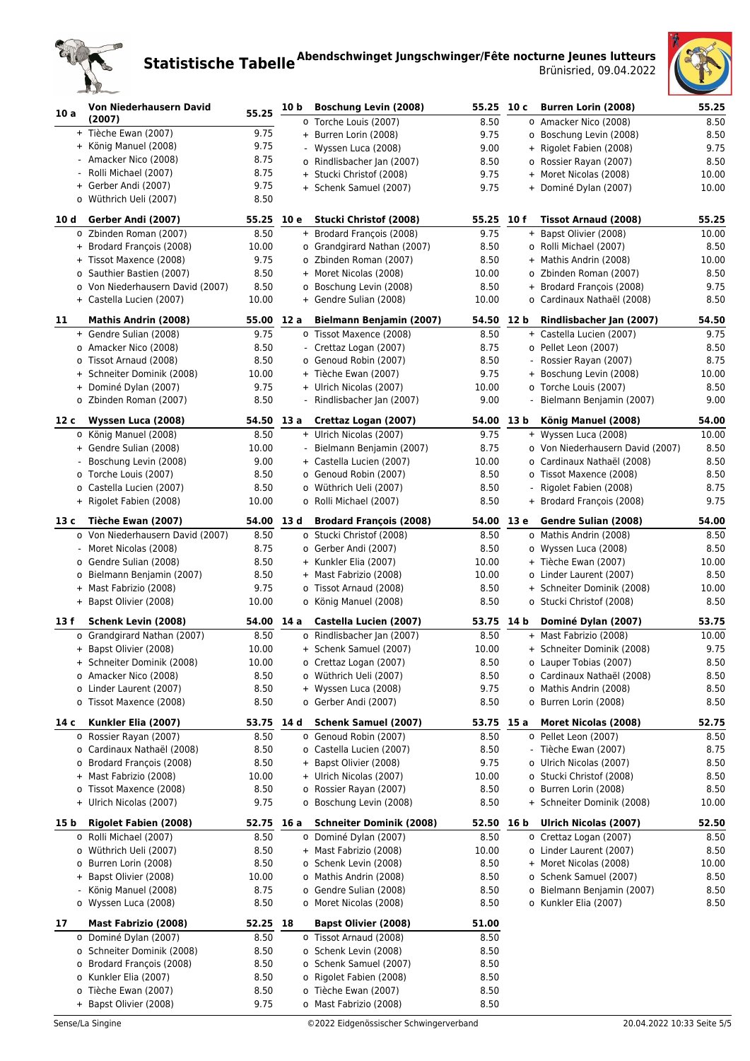# Statistische Tabelle

**Abendschwinget Jungschwinger/Fête nocturne Jeunes lutteurs**
Brünisried, 09.04.2022

| Rang | Name | Punkte |
|---|---|---|
| **10 a** | **Von Niederhausern David (2007)** | **55.25** |
| + | Tièche Ewan (2007) | 9.75 |
| + | König Manuel (2008) | 9.75 |
| - | Amacker Nico (2008) | 8.75 |
| - | Rolli Michael (2007) | 8.75 |
| + | Gerber Andi (2007) | 9.75 |
| o | Wüthrich Ueli (2007) | 8.50 |
| **10 b** | **Boschung Levin (2008)** | **55.25** |
| o | Torche Louis (2007) | 8.50 |
| + | Burren Lorin (2008) | 9.75 |
| - | Wyssen Luca (2008) | 9.00 |
| o | Rindlisbacher Jan (2007) | 8.50 |
| + | Stucki Christof (2008) | 9.75 |
| + | Schenk Samuel (2007) | 9.75 |
| **10 c** | **Burren Lorin (2008)** | **55.25** |
| o | Amacker Nico (2008) | 8.50 |
| o | Boschung Levin (2008) | 8.50 |
| + | Rigolet Fabien (2008) | 9.75 |
| o | Rossier Rayan (2007) | 8.50 |
| + | Moret Nicolas (2008) | 10.00 |
| + | Dominé Dylan (2007) | 10.00 |
| **10 d** | **Gerber Andi (2007)** | **55.25** |
| o | Zbinden Roman (2007) | 8.50 |
| + | Brodard François (2008) | 10.00 |
| + | Tissot Maxence (2008) | 9.75 |
| o | Sauthier Bastien (2007) | 8.50 |
| o | Von Niederhausern David (2007) | 8.50 |
| + | Castella Lucien (2007) | 10.00 |
| **10 e** | **Stucki Christof (2008)** | **55.25** |
| + | Brodard François (2008) | 9.75 |
| o | Grandgirard Nathan (2007) | 8.50 |
| o | Zbinden Roman (2007) | 8.50 |
| + | Moret Nicolas (2008) | 10.00 |
| o | Boschung Levin (2008) | 8.50 |
| + | Gendre Sulian (2008) | 10.00 |
| **10 f** | **Tissot Arnaud (2008)** | **55.25** |
| + | Bapst Olivier (2008) | 10.00 |
| o | Rolli Michael (2007) | 8.50 |
| + | Mathis Andrin (2008) | 10.00 |
| o | Zbinden Roman (2007) | 8.50 |
| + | Brodard François (2008) | 9.75 |
| o | Cardinaux Nathaël (2008) | 8.50 |
| **11** | **Mathis Andrin (2008)** | **55.00** |
| + | Gendre Sulian (2008) | 9.75 |
| o | Amacker Nico (2008) | 8.50 |
| o | Tissot Arnaud (2008) | 8.50 |
| + | Schneiter Dominik (2008) | 10.00 |
| + | Dominé Dylan (2007) | 9.75 |
| o | Zbinden Roman (2007) | 8.50 |
| **12 a** | **Bielmann Benjamin (2007)** | **54.50** |
| o | Tissot Maxence (2008) | 8.50 |
| - | Crettaz Logan (2007) | 8.75 |
| o | Genoud Robin (2007) | 8.50 |
| + | Tièche Ewan (2007) | 9.75 |
| + | Ulrich Nicolas (2007) | 10.00 |
| - | Rindlisbacher Jan (2007) | 9.00 |
| **12 b** | **Rindlisbacher Jan (2007)** | **54.50** |
| + | Castella Lucien (2007) | 9.75 |
| o | Pellet Leon (2007) | 8.50 |
| - | Rossier Rayan (2007) | 8.75 |
| + | Boschung Levin (2008) | 10.00 |
| o | Torche Louis (2007) | 8.50 |
| - | Bielmann Benjamin (2007) | 9.00 |
| **12 c** | **Wyssen Luca (2008)** | **54.50** |
| o | König Manuel (2008) | 8.50 |
| + | Gendre Sulian (2008) | 10.00 |
| - | Boschung Levin (2008) | 9.00 |
| o | Torche Louis (2007) | 8.50 |
| o | Castella Lucien (2007) | 8.50 |
| + | Rigolet Fabien (2008) | 10.00 |
| **13 a** | **Crettaz Logan (2007)** | **54.00** |
| + | Ulrich Nicolas (2007) | 9.75 |
| - | Bielmann Benjamin (2007) | 8.75 |
| + | Castella Lucien (2007) | 10.00 |
| o | Genoud Robin (2007) | 8.50 |
| o | Wüthrich Ueli (2007) | 8.50 |
| o | Rolli Michael (2007) | 8.50 |
| **13 b** | **König Manuel (2008)** | **54.00** |
| + | Wyssen Luca (2008) | 10.00 |
| o | Von Niederhausern David (2007) | 8.50 |
| o | Cardinaux Nathaël (2008) | 8.50 |
| o | Tissot Maxence (2008) | 8.50 |
| - | Rigolet Fabien (2008) | 8.75 |
| + | Brodard François (2008) | 9.75 |
| **13 c** | **Tièche Ewan (2007)** | **54.00** |
| o | Von Niederhausern David (2007) | 8.50 |
| - | Moret Nicolas (2008) | 8.75 |
| o | Gendre Sulian (2008) | 8.50 |
| o | Bielmann Benjamin (2007) | 8.50 |
| + | Mast Fabrizio (2008) | 9.75 |
| + | Bapst Olivier (2008) | 10.00 |
| **13 d** | **Brodard François (2008)** | **54.00** |
| o | Stucki Christof (2008) | 8.50 |
| o | Gerber Andi (2007) | 8.50 |
| + | Kunkler Elia (2007) | 10.00 |
| + | Mast Fabrizio (2008) | 10.00 |
| o | Tissot Arnaud (2008) | 8.50 |
| o | König Manuel (2008) | 8.50 |
| **13 e** | **Gendre Sulian (2008)** | **54.00** |
| o | Mathis Andrin (2008) | 8.50 |
| o | Wyssen Luca (2008) | 8.50 |
| + | Tièche Ewan (2007) | 10.00 |
| o | Linder Laurent (2007) | 8.50 |
| + | Schneiter Dominik (2008) | 10.00 |
| o | Stucki Christof (2008) | 8.50 |
| **13 f** | **Schenk Levin (2008)** | **54.00** |
| o | Grandgirard Nathan (2007) | 8.50 |
| + | Bapst Olivier (2008) | 10.00 |
| + | Schneiter Dominik (2008) | 10.00 |
| o | Amacker Nico (2008) | 8.50 |
| o | Linder Laurent (2007) | 8.50 |
| o | Tissot Maxence (2008) | 8.50 |
| **14 a** | **Castella Lucien (2007)** | **53.75** |
| o | Rindlisbacher Jan (2007) | 8.50 |
| + | Schenk Samuel (2007) | 10.00 |
| o | Crettaz Logan (2007) | 8.50 |
| o | Wüthrich Ueli (2007) | 8.50 |
| + | Wyssen Luca (2008) | 9.75 |
| o | Gerber Andi (2007) | 8.50 |
| **14 b** | **Dominé Dylan (2007)** | **53.75** |
| + | Mast Fabrizio (2008) | 10.00 |
| + | Schneiter Dominik (2008) | 9.75 |
| o | Lauper Tobias (2007) | 8.50 |
| o | Cardinaux Nathaël (2008) | 8.50 |
| o | Mathis Andrin (2008) | 8.50 |
| o | Burren Lorin (2008) | 8.50 |
| **14 c** | **Kunkler Elia (2007)** | **53.75** |
| o | Rossier Rayan (2007) | 8.50 |
| o | Cardinaux Nathaël (2008) | 8.50 |
| o | Brodard François (2008) | 8.50 |
| + | Mast Fabrizio (2008) | 10.00 |
| o | Tissot Maxence (2008) | 8.50 |
| + | Ulrich Nicolas (2007) | 9.75 |
| **14 d** | **Schenk Samuel (2007)** | **53.75** |
| o | Genoud Robin (2007) | 8.50 |
| o | Castella Lucien (2007) | 8.50 |
| + | Bapst Olivier (2008) | 9.75 |
| + | Ulrich Nicolas (2007) | 10.00 |
| o | Rossier Rayan (2007) | 8.50 |
| o | Boschung Levin (2008) | 8.50 |
| **15 a** | **Moret Nicolas (2008)** | **52.75** |
| o | Pellet Leon (2007) | 8.50 |
| - | Tièche Ewan (2007) | 8.75 |
| o | Ulrich Nicolas (2007) | 8.50 |
| o | Stucki Christof (2008) | 8.50 |
| o | Burren Lorin (2008) | 8.50 |
| + | Schneiter Dominik (2008) | 10.00 |
| **15 b** | **Rigolet Fabien (2008)** | **52.75** |
| o | Rolli Michael (2007) | 8.50 |
| o | Wüthrich Ueli (2007) | 8.50 |
| o | Burren Lorin (2008) | 8.50 |
| + | Bapst Olivier (2008) | 10.00 |
| - | König Manuel (2008) | 8.75 |
| o | Wyssen Luca (2008) | 8.50 |
| **16 a** | **Schneiter Dominik (2008)** | **52.50** |
| o | Dominé Dylan (2007) | 8.50 |
| + | Mast Fabrizio (2008) | 10.00 |
| o | Schenk Levin (2008) | 8.50 |
| o | Mathis Andrin (2008) | 8.50 |
| o | Gendre Sulian (2008) | 8.50 |
| o | Moret Nicolas (2008) | 8.50 |
| **16 b** | **Ulrich Nicolas (2007)** | **52.50** |
| o | Crettaz Logan (2007) | 8.50 |
| o | Linder Laurent (2007) | 8.50 |
| + | Moret Nicolas (2008) | 10.00 |
| o | Schenk Samuel (2007) | 8.50 |
| o | Bielmann Benjamin (2007) | 8.50 |
| o | Kunkler Elia (2007) | 8.50 |
| **17** | **Mast Fabrizio (2008)** | **52.25** |
| o | Dominé Dylan (2007) | 8.50 |
| o | Schneiter Dominik (2008) | 8.50 |
| o | Brodard François (2008) | 8.50 |
| o | Kunkler Elia (2007) | 8.50 |
| o | Tièche Ewan (2007) | 8.50 |
| + | Bapst Olivier (2008) | 9.75 |
| **18** | **Bapst Olivier (2008)** | **51.00** |
| o | Tissot Arnaud (2008) | 8.50 |
| o | Schenk Levin (2008) | 8.50 |
| o | Schenk Samuel (2007) | 8.50 |
| o | Rigolet Fabien (2008) | 8.50 |
| o | Tièche Ewan (2007) | 8.50 |
| o | Mast Fabrizio (2008) | 8.50 |

Sense/La Singine — ©2022 Eidgenössischer Schwingerverband — 20.04.2022 10:33